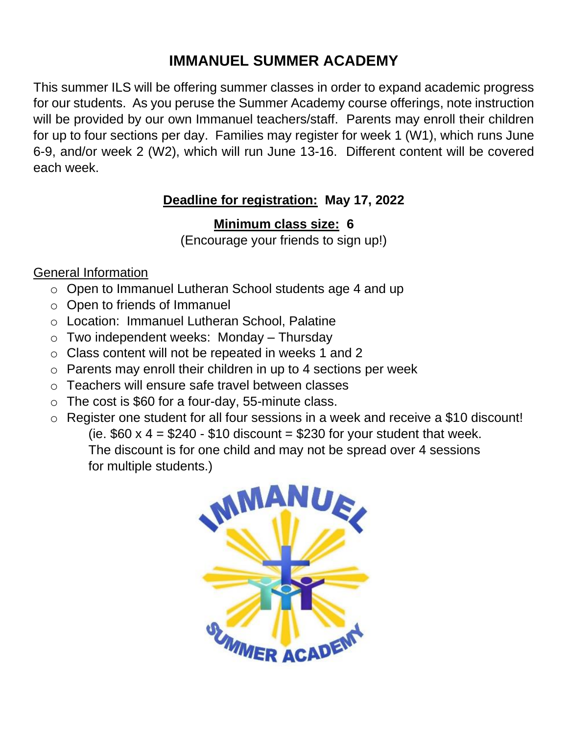# IMMANUEL SUMMER ACADEMY

This summer ILS will be offering summer classes in order to expand academic progress for our students. As you peruse the Summer Academy course offerings, note instruction will be provided by our own Immanuel teachers/staff. Parents may enroll their children for up to four sections per day. Families may register for week 1 (W1), which runs June 6-9, and/or week 2 (W2), which will run June 13-16. Different content will be covered each week.

**Deadline for registration: May 17, 2022**

**Minimum class size: 6**

(Encourage your friends to sign up!)

General Information

- Open to Immanuel Lutheran School students age 4 and up
- Open to friends of Immanuel
- Location: Immanuel Lutheran School, Palatine
- Two independent weeks: Monday – Thursday
- Class content will not be repeated in weeks 1 and 2
- Parents may enroll their children in up to 4 sections per week
- Teachers will ensure safe travel between classes
- The cost is $60 for a four-day, 55-minute class.
- Register one student for all four sessions in a week and receive a $10 discount! (ie. $60 x 4 = $240 - $10 discount = $230 for your student that week. The discount is for one child and may not be spread over 4 sessions for multiple students.)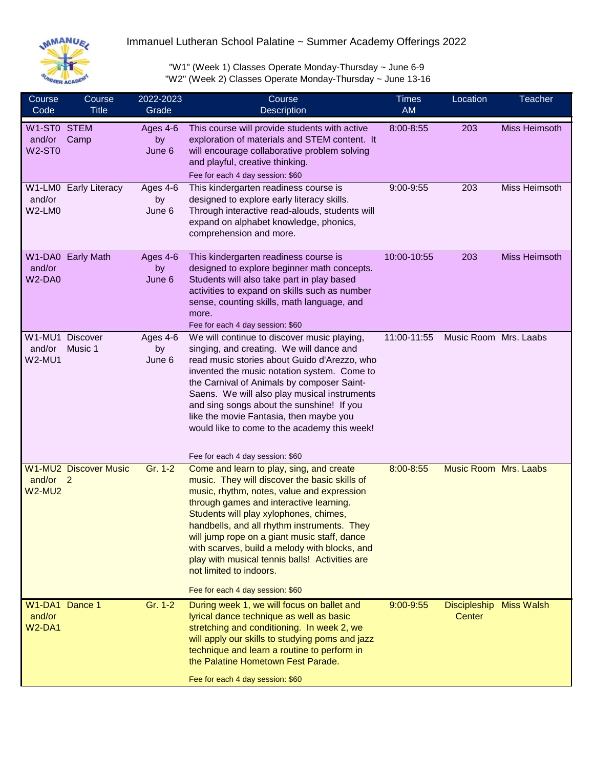# Immanuel Lutheran School Palatine ~ Summer Academy Offerings 2022

"W1" (Week 1) Classes Operate Monday-Thursday ~ June 6-9
"W2" (Week 2) Classes Operate Monday-Thursday ~ June 13-16

| Course Code | Course Title | 2022-2023 Grade | Course Description | Times AM | Location | Teacher |
|---|---|---|---|---|---|---|
| W1-ST0 and/or W2-ST0 | STEM Camp | Ages 4-6 by June 6 | This course will provide students with active exploration of materials and STEM content. It will encourage collaborative problem solving and playful, creative thinking. Fee for each 4 day session: $60 | 8:00-8:55 | 203 | Miss Heimsoth |
| W1-LM0 and/or W2-LM0 | Early Literacy | Ages 4-6 by June 6 | This kindergarten readiness course is designed to explore early literacy skills. Through interactive read-alouds, students will expand on alphabet knowledge, phonics, comprehension and more. | 9:00-9:55 | 203 | Miss Heimsoth |
| W1-DA0 and/or W2-DA0 | Early Math | Ages 4-6 by June 6 | This kindergarten readiness course is designed to explore beginner math concepts. Students will also take part in play based activities to expand on skills such as number sense, counting skills, math language, and more. Fee for each 4 day session: $60 | 10:00-10:55 | 203 | Miss Heimsoth |
| W1-MU1 and/or W2-MU1 | Discover Music 1 | Ages 4-6 by June 6 | We will continue to discover music playing, singing, and creating. We will dance and read music stories about Guido d'Arezzo, who invented the music notation system. Come to the Carnival of Animals by composer Saint-Saens. We will also play musical instruments and sing songs about the sunshine! If you like the movie Fantasia, then maybe you would like to come to the academy this week! Fee for each 4 day session: $60 | 11:00-11:55 | Music Room | Mrs. Laabs |
| W1-MU2 and/or W2-MU2 | Discover Music 2 | Gr. 1-2 | Come and learn to play, sing, and create music. They will discover the basic skills of music, rhythm, notes, value and expression through games and interactive learning. Students will play xylophones, chimes, handbells, and all rhythm instruments. They will jump rope on a giant music staff, dance with scarves, build a melody with blocks, and play with musical tennis balls! Activities are not limited to indoors. Fee for each 4 day session: $60 | 8:00-8:55 | Music Room | Mrs. Laabs |
| W1-DA1 and/or W2-DA1 | Dance 1 | Gr. 1-2 | During week 1, we will focus on ballet and lyrical dance technique as well as basic stretching and conditioning. In week 2, we will apply our skills to studying poms and jazz technique and learn a routine to perform in the Palatine Hometown Fest Parade. Fee for each 4 day session: $60 | 9:00-9:55 | Discipleship Center | Miss Walsh |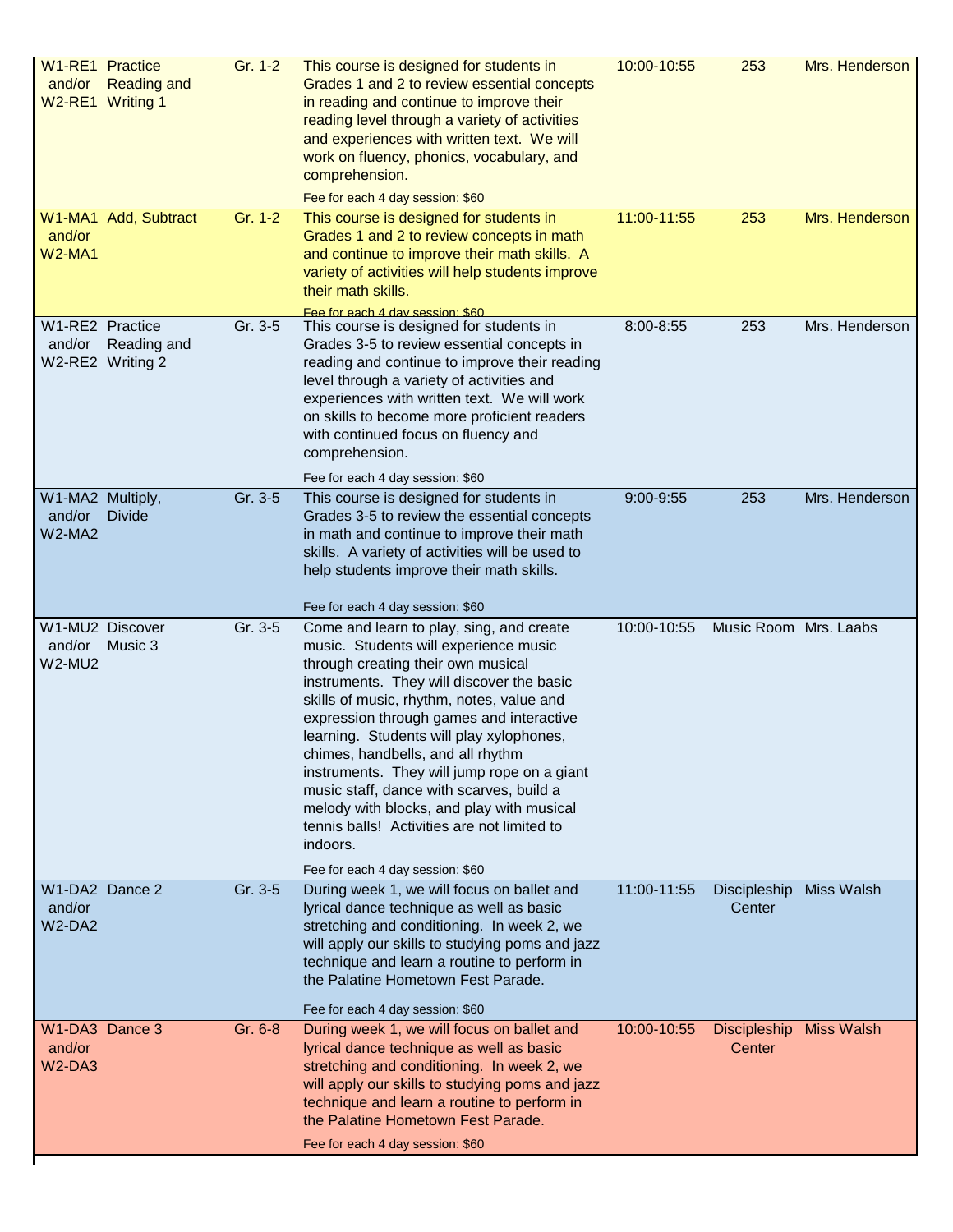| | | | | | | |
|---|---|---|---|---|---|---|
| W1-RE1 and/or W2-RE1 | Practice Reading and Writing 1 | Gr. 1-2 | This course is designed for students in Grades 1 and 2 to review essential concepts in reading and continue to improve their reading level through a variety of activities and experiences with written text. We will work on fluency, phonics, vocabulary, and comprehension.<br><br>Fee for each 4 day session: $60 | 10:00-10:55 | 253 | Mrs. Henderson |
| W1-MA1 and/or W2-MA1 | Add, Subtract | Gr. 1-2 | This course is designed for students in Grades 1 and 2 to review concepts in math and continue to improve their math skills. A variety of activities will help students improve their math skills.<br><br>Fee for each 4 day session: $60 | 11:00-11:55 | 253 | Mrs. Henderson |
| W1-RE2 and/or W2-RE2 | Practice Reading and Writing 2 | Gr. 3-5 | This course is designed for students in Grades 3-5 to review essential concepts in reading and continue to improve their reading level through a variety of activities and experiences with written text. We will work on skills to become more proficient readers with continued focus on fluency and comprehension.<br><br>Fee for each 4 day session: $60 | 8:00-8:55 | 253 | Mrs. Henderson |
| W1-MA2 and/or W2-MA2 | Multiply, Divide | Gr. 3-5 | This course is designed for students in Grades 3-5 to review the essential concepts in math and continue to improve their math skills. A variety of activities will be used to help students improve their math skills.<br><br>Fee for each 4 day session: $60 | 9:00-9:55 | 253 | Mrs. Henderson |
| W1-MU2 and/or W2-MU2 | Discover Music 3 | Gr. 3-5 | Come and learn to play, sing, and create music. Students will experience music through creating their own musical instruments. They will discover the basic skills of music, rhythm, notes, value and expression through games and interactive learning. Students will play xylophones, chimes, handbells, and all rhythm instruments. They will jump rope on a giant music staff, dance with scarves, build a melody with blocks, and play with musical tennis balls! Activities are not limited to indoors.<br><br>Fee for each 4 day session: $60 | 10:00-10:55 | Music Room | Mrs. Laabs |
| W1-DA2 and/or W2-DA2 | Dance 2 | Gr. 3-5 | During week 1, we will focus on ballet and lyrical dance technique as well as basic stretching and conditioning. In week 2, we will apply our skills to studying poms and jazz technique and learn a routine to perform in the Palatine Hometown Fest Parade.<br><br>Fee for each 4 day session: $60 | 11:00-11:55 | Discipleship Center | Miss Walsh |
| W1-DA3 and/or W2-DA3 | Dance 3 | Gr. 6-8 | During week 1, we will focus on ballet and lyrical dance technique as well as basic stretching and conditioning. In week 2, we will apply our skills to studying poms and jazz technique and learn a routine to perform in the Palatine Hometown Fest Parade.<br><br>Fee for each 4 day session: $60 | 10:00-10:55 | Discipleship Center | Miss Walsh |